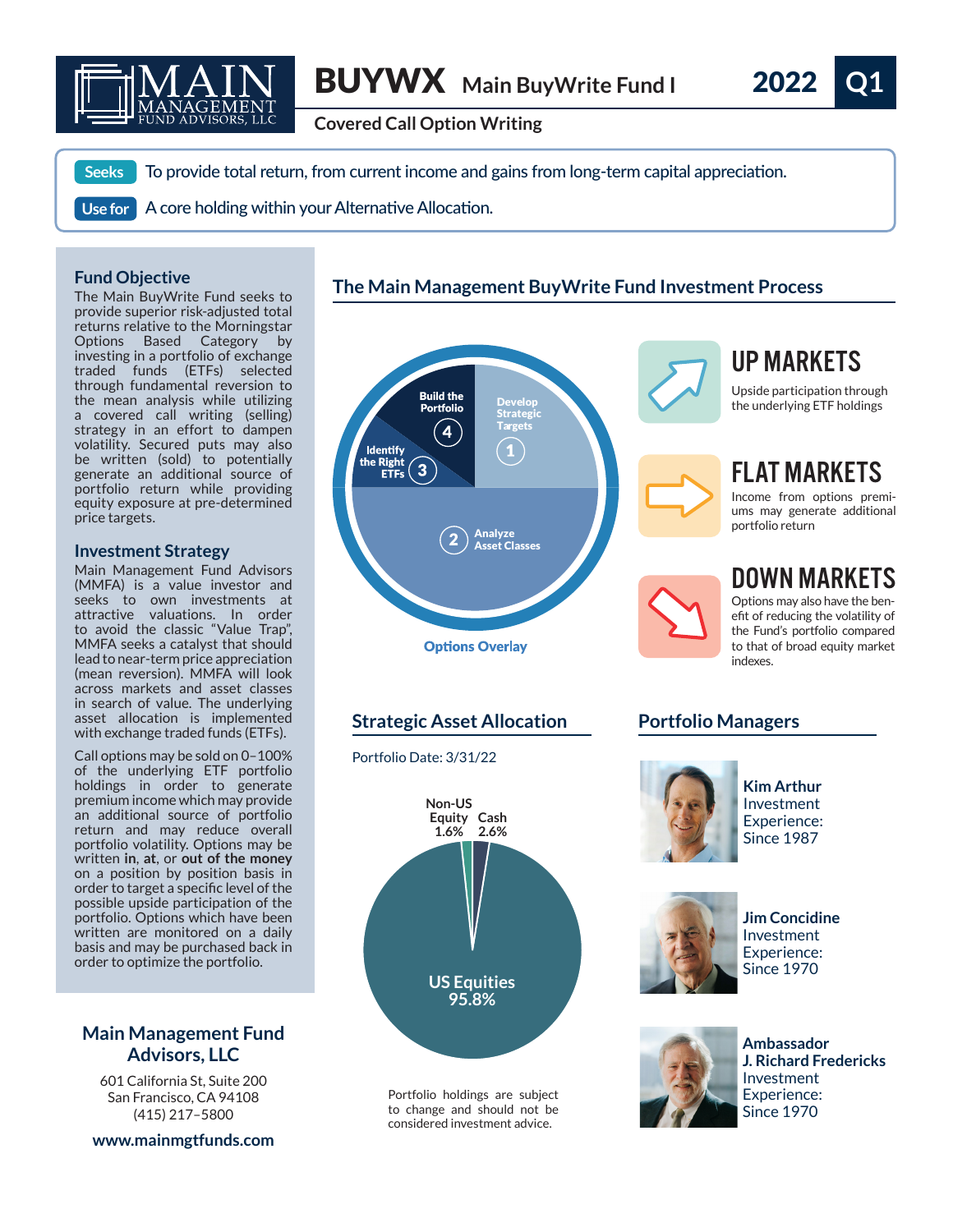# BUYWX Main BuyWrite Fund I

**2022 Q1**

**Covered Call Option Writing**

**Seeks** To provide total return, from current income and gains from long-term capital appreciation.

**Use for** A core holding within your Alternative Allocation.

## Fund Objective

The Main BuyWrite Fund seeks to provide superior risk-adjusted total returns relative to the Morningstar Options Based Category by investing in a portfolio of exchange traded funds (ETFs) selected through fundamental reversion to the mean analysis while utilizing a covered call writing (selling) strategy in an effort to dampen volatility. Secured puts may also be written (sold) to potentially generate an additional source of portfolio return while providing equity exposure at pre-determined price targets.

## Investment Strategy

Main Management Fund Advisors (MMFA) is a value investor and seeks to own investments at attractive valuations. In order to avoid the classic "Value Trap", MMFA seeks a catalyst that should lead to near-term price appreciation (mean reversion). MMFA will look across markets and asset classes in search of value. The underlying asset allocation is implemented with exchange traded funds (ETFs).

Call options may be sold on 0–100% of the underlying ETF portfolio holdings in order to generate premium income which may provide an additional source of portfolio return and may reduce overall portfolio volatility. Options may be written **in**, **at**, or **out of the money** on a position by position basis in order to target a specific level of the possible upside participation of the portfolio. Options which have been written are monitored on a daily basis and may be purchased back in order to optimize the portfolio.

## The Main Management BuyWrite Fund Investment Process

1. Develop Strategic Targets
2. Analyze Asset Classes
3. Identify the Right ETFs
4. Build the Portfolio

Options Overlay

### UP MARKETS

Upside participation through the underlying ETF holdings

### FLAT MARKETS

Income from options premiums may generate additional portfolio return

### DOWN MARKETS

Options may also have the benefit of reducing the volatility of the Fund's portfolio compared to that of broad equity market indexes.

## Strategic Asset Allocation

Portfolio Date: 3/31/22

| Asset | Allocation |
|---|---|
| US Equities | 95.8% |
| Cash | 2.6% |
| Non-US Equity | 1.6% |

Portfolio holdings are subject to change and should not be considered investment advice.

## Portfolio Managers

**Kim Arthur**
Investment Experience: Since 1987

**Jim Concidine**
Investment Experience: Since 1970

**Ambassador J. Richard Fredericks**
Investment Experience: Since 1970

## Main Management Fund Advisors, LLC

601 California St, Suite 200
San Francisco, CA 94108
(415) 217–5800

**www.mainmgtfunds.com**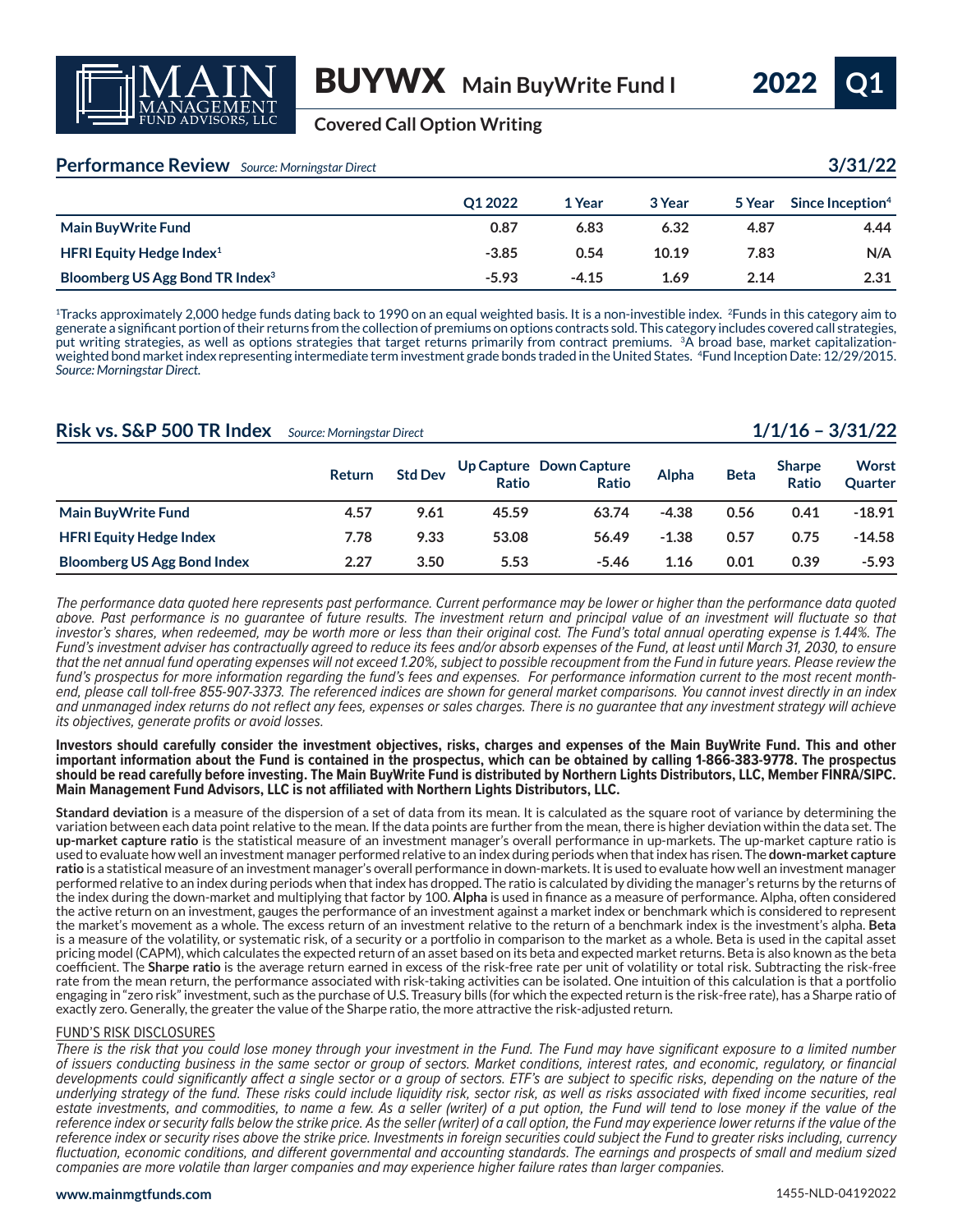# BUYWX Main BuyWrite Fund I — 2022 Q1

**Covered Call Option Writing**

## Performance Review *Source: Morningstar Direct* — 3/31/22

| | Q1 2022 | 1 Year | 3 Year | 5 Year | Since Inception[4] |
|---|---|---|---|---|---|
| **Main BuyWrite Fund** | 0.87 | 6.83 | 6.32 | 4.87 | 4.44 |
| **HFRI Equity Hedge Index[1]** | -3.85 | 0.54 | 10.19 | 7.83 | N/A |
| **Bloomberg US Agg Bond TR Index[3]** | -5.93 | -4.15 | 1.69 | 2.14 | 2.31 |

[1]Tracks approximately 2,000 hedge funds dating back to 1990 on an equal weighted basis. It is a non-investible index. [2]Funds in this category aim to generate a significant portion of their returns from the collection of premiums on options contracts sold. This category includes covered call strategies, put writing strategies, as well as options strategies that target returns primarily from contract premiums. [3]A broad base, market capitalization-weighted bond market index representing intermediate term investment grade bonds traded in the United States. [4]Fund Inception Date: 12/29/2015. *Source: Morningstar Direct.*

## Risk vs. S&P 500 TR Index *Source: Morningstar Direct* — 1/1/16 – 3/31/22

| | Return | Std Dev | Up Capture Ratio | Down Capture Ratio | Alpha | Beta | Sharpe Ratio | Worst Quarter |
|---|---|---|---|---|---|---|---|---|
| **Main BuyWrite Fund** | 4.57 | 9.61 | 45.59 | 63.74 | -4.38 | 0.56 | 0.41 | -18.91 |
| **HFRI Equity Hedge Index** | 7.78 | 9.33 | 53.08 | 56.49 | -1.38 | 0.57 | 0.75 | -14.58 |
| **Bloomberg US Agg Bond Index** | 2.27 | 3.50 | 5.53 | -5.46 | 1.16 | 0.01 | 0.39 | -5.93 |

*The performance data quoted here represents past performance. Current performance may be lower or higher than the performance data quoted above. Past performance is no guarantee of future results. The investment return and principal value of an investment will fluctuate so that investor's shares, when redeemed, may be worth more or less than their original cost. The Fund's total annual operating expense is 1.44%. The Fund's investment adviser has contractually agreed to reduce its fees and/or absorb expenses of the Fund, at least until March 31, 2030, to ensure that the net annual fund operating expenses will not exceed 1.20%, subject to possible recoupment from the Fund in future years. Please review the fund's prospectus for more information regarding the fund's fees and expenses. For performance information current to the most recent month-end, please call toll-free 855-907-3373. The referenced indices are shown for general market comparisons. You cannot invest directly in an index and unmanaged index returns do not reflect any fees, expenses or sales charges. There is no guarantee that any investment strategy will achieve its objectives, generate profits or avoid losses.*

**Investors should carefully consider the investment objectives, risks, charges and expenses of the Main BuyWrite Fund. This and other important information about the Fund is contained in the prospectus, which can be obtained by calling 1-866-383-9778. The prospectus should be read carefully before investing. The Main BuyWrite Fund is distributed by Northern Lights Distributors, LLC, Member FINRA/SIPC. Main Management Fund Advisors, LLC is not affiliated with Northern Lights Distributors, LLC.**

**Standard deviation** is a measure of the dispersion of a set of data from its mean. It is calculated as the square root of variance by determining the variation between each data point relative to the mean. If the data points are further from the mean, there is higher deviation within the data set. The **up-market capture ratio** is the statistical measure of an investment manager's overall performance in up-markets. The up-market capture ratio is used to evaluate how well an investment manager performed relative to an index during periods when that index has risen. The **down-market capture ratio** is a statistical measure of an investment manager's overall performance in down-markets. It is used to evaluate how well an investment manager performed relative to an index during periods when that index has dropped. The ratio is calculated by dividing the manager's returns by the returns of the index during the down-market and multiplying that factor by 100. **Alpha** is used in finance as a measure of performance. Alpha, often considered the active return on an investment, gauges the performance of an investment against a market index or benchmark which is considered to represent the market's movement as a whole. The excess return of an investment relative to the return of a benchmark index is the investment's alpha. **Beta** is a measure of the volatility, or systematic risk, of a security or a portfolio in comparison to the market as a whole. Beta is used in the capital asset pricing model (CAPM), which calculates the expected return of an asset based on its beta and expected market returns. Beta is also known as the beta coefficient. The **Sharpe ratio** is the average return earned in excess of the risk-free rate per unit of volatility or total risk. Subtracting the risk-free rate from the mean return, the performance associated with risk-taking activities can be isolated. One intuition of this calculation is that a portfolio engaging in "zero risk" investment, such as the purchase of U.S. Treasury bills (for which the expected return is the risk-free rate), has a Sharpe ratio of exactly zero. Generally, the greater the value of the Sharpe ratio, the more attractive the risk-adjusted return.

FUND'S RISK DISCLOSURES

*There is the risk that you could lose money through your investment in the Fund. The Fund may have significant exposure to a limited number of issuers conducting business in the same sector or group of sectors. Market conditions, interest rates, and economic, regulatory, or financial developments could significantly affect a single sector or a group of sectors. ETF's are subject to specific risks, depending on the nature of the underlying strategy of the fund. These risks could include liquidity risk, sector risk, as well as risks associated with fixed income securities, real estate investments, and commodities, to name a few. As a seller (writer) of a put option, the Fund will tend to lose money if the value of the reference index or security falls below the strike price. As the seller (writer) of a call option, the Fund may experience lower returns if the value of the reference index or security rises above the strike price. Investments in foreign securities could subject the Fund to greater risks including, currency fluctuation, economic conditions, and different governmental and accounting standards. The earnings and prospects of small and medium sized companies are more volatile than larger companies and may experience higher failure rates than larger companies.*

**www.mainmgtfunds.com**

1455-NLD-04192022